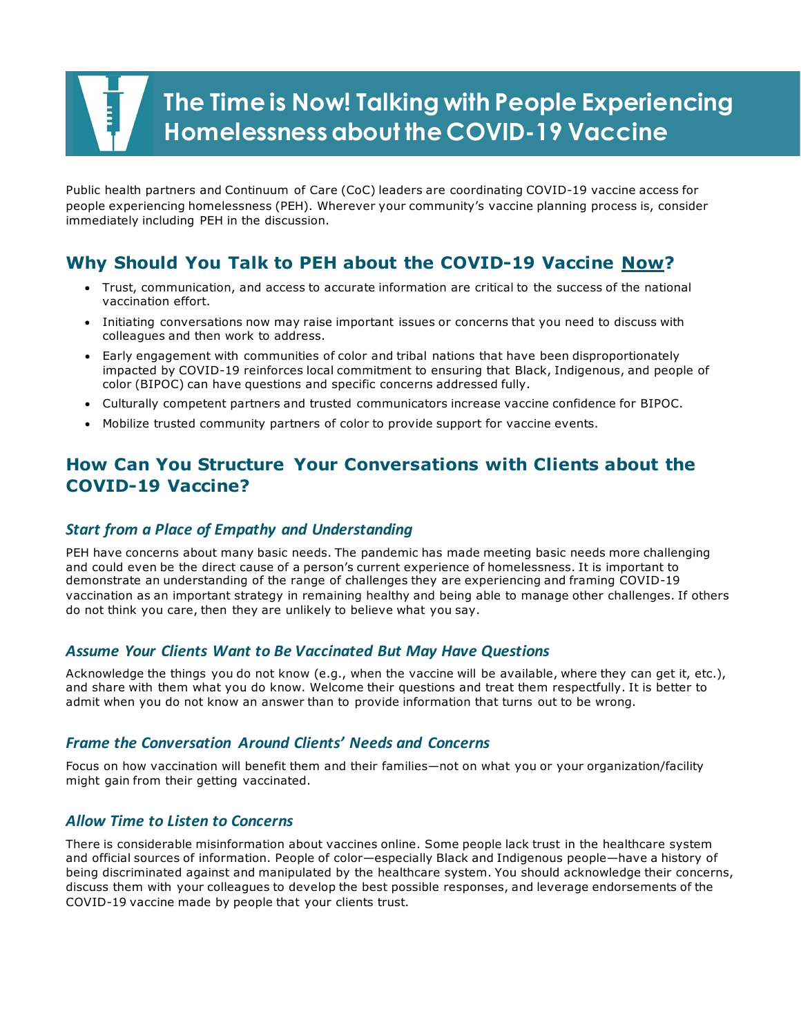# The Time is Now! Talking with People Experiencing Homelessness about the COVID-19 Vaccine

Public health partners and Continuum of Care (CoC) leaders are coordinating COVID-19 vaccine access for people experiencing homelessness (PEH). Wherever your community's vaccine planning process is, consider immediately including PEH in the discussion.

## Why Should You Talk to PEH about the COVID-19 Vaccine <u>Now</u>?

- Trust, communication, and access to accurate information are critical to the success of the national vaccination effort.
- Initiating conversations now may raise important issues or concerns that you need to discuss with colleagues and then work to address.
- Early engagement with communities of color and tribal nations that have been disproportionately impacted by COVID-19 reinforces local commitment to ensuring that Black, Indigenous, and people of color (BIPOC) can have questions and specific concerns addressed fully.
- Culturally competent partners and trusted communicators increase vaccine confidence for BIPOC.
- Mobilize trusted community partners of color to provide support for vaccine events.

## How Can You Structure Your Conversations with Clients about the COVID-19 Vaccine?

### *Start from a Place of Empathy and Understanding*

PEH have concerns about many basic needs. The pandemic has made meeting basic needs more challenging and could even be the direct cause of a person's current experience of homelessness. It is important to demonstrate an understanding of the range of challenges they are experiencing and framing COVID-19 vaccination as an important strategy in remaining healthy and being able to manage other challenges. If others do not think you care, then they are unlikely to believe what you say.

### *Assume Your Clients Want to Be Vaccinated But May Have Questions*

Acknowledge the things you do not know (e.g., when the vaccine will be available, where they can get it, etc.), and share with them what you do know. Welcome their questions and treat them respectfully. It is better to admit when you do not know an answer than to provide information that turns out to be wrong.

### *Frame the Conversation Around Clients' Needs and Concerns*

Focus on how vaccination will benefit them and their families—not on what you or your organization/facility might gain from their getting vaccinated.

### *Allow Time to Listen to Concerns*

There is considerable misinformation about vaccines online. Some people lack trust in the healthcare system and official sources of information. People of color—especially Black and Indigenous people—have a history of being discriminated against and manipulated by the healthcare system. You should acknowledge their concerns, discuss them with your colleagues to develop the best possible responses, and leverage endorsements of the COVID-19 vaccine made by people that your clients trust.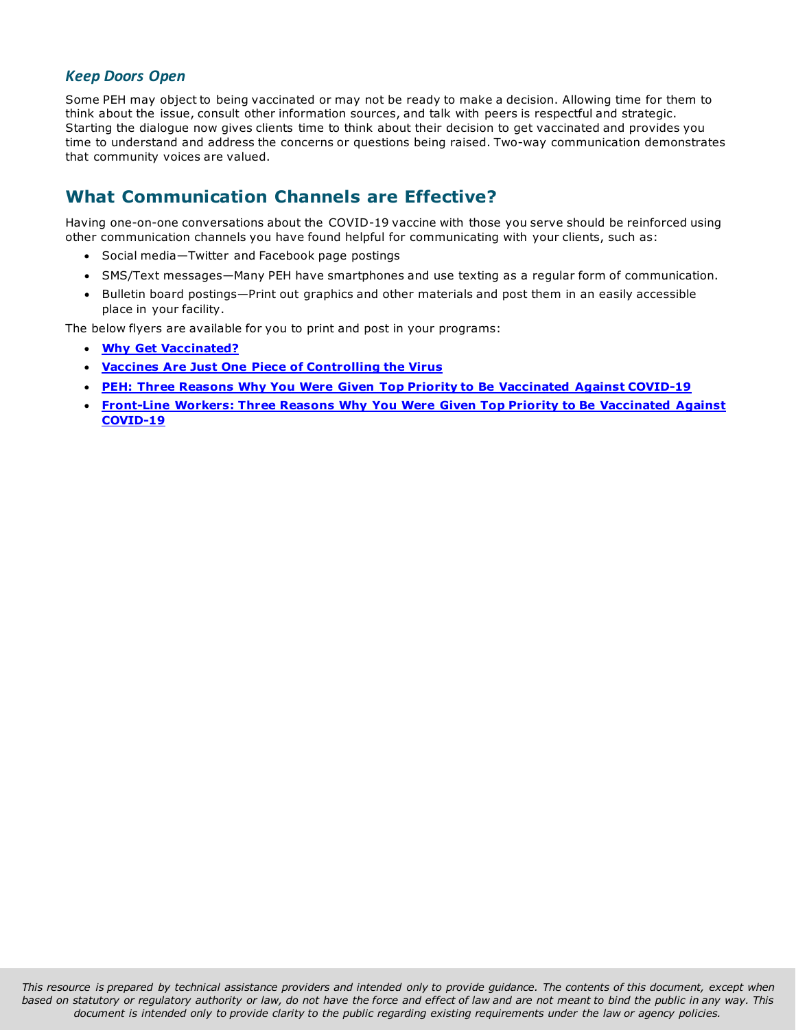### *Keep Doors Open*

Some PEH may object to being vaccinated or may not be ready to make a decision. Allowing time for them to think about the issue, consult other information sources, and talk with peers is respectful and strategic. Starting the dialogue now gives clients time to think about their decision to get vaccinated and provides you time to understand and address the concerns or questions being raised. Two-way communication demonstrates that community voices are valued.

## What Communication Channels are Effective?

Having one-on-one conversations about the COVID-19 vaccine with those you serve should be reinforced using other communication channels you have found helpful for communicating with your clients, such as:

- Social media—Twitter and Facebook page postings
- SMS/Text messages—Many PEH have smartphones and use texting as a regular form of communication.
- Bulletin board postings—Print out graphics and other materials and post them in an easily accessible place in your facility.

The below flyers are available for you to print and post in your programs:

- **Why Get Vaccinated?**
- **Vaccines Are Just One Piece of Controlling the Virus**
- **PEH: Three Reasons Why You Were Given Top Priority to Be Vaccinated Against COVID-19**
- **Front-Line Workers: Three Reasons Why You Were Given Top Priority to Be Vaccinated Against COVID-19**

*This resource is prepared by technical assistance providers and intended only to provide guidance. The contents of this document, except when based on statutory or regulatory authority or law, do not have the force and effect of law and are not meant to bind the public in any way. This document is intended only to provide clarity to the public regarding existing requirements under the law or agency policies.*